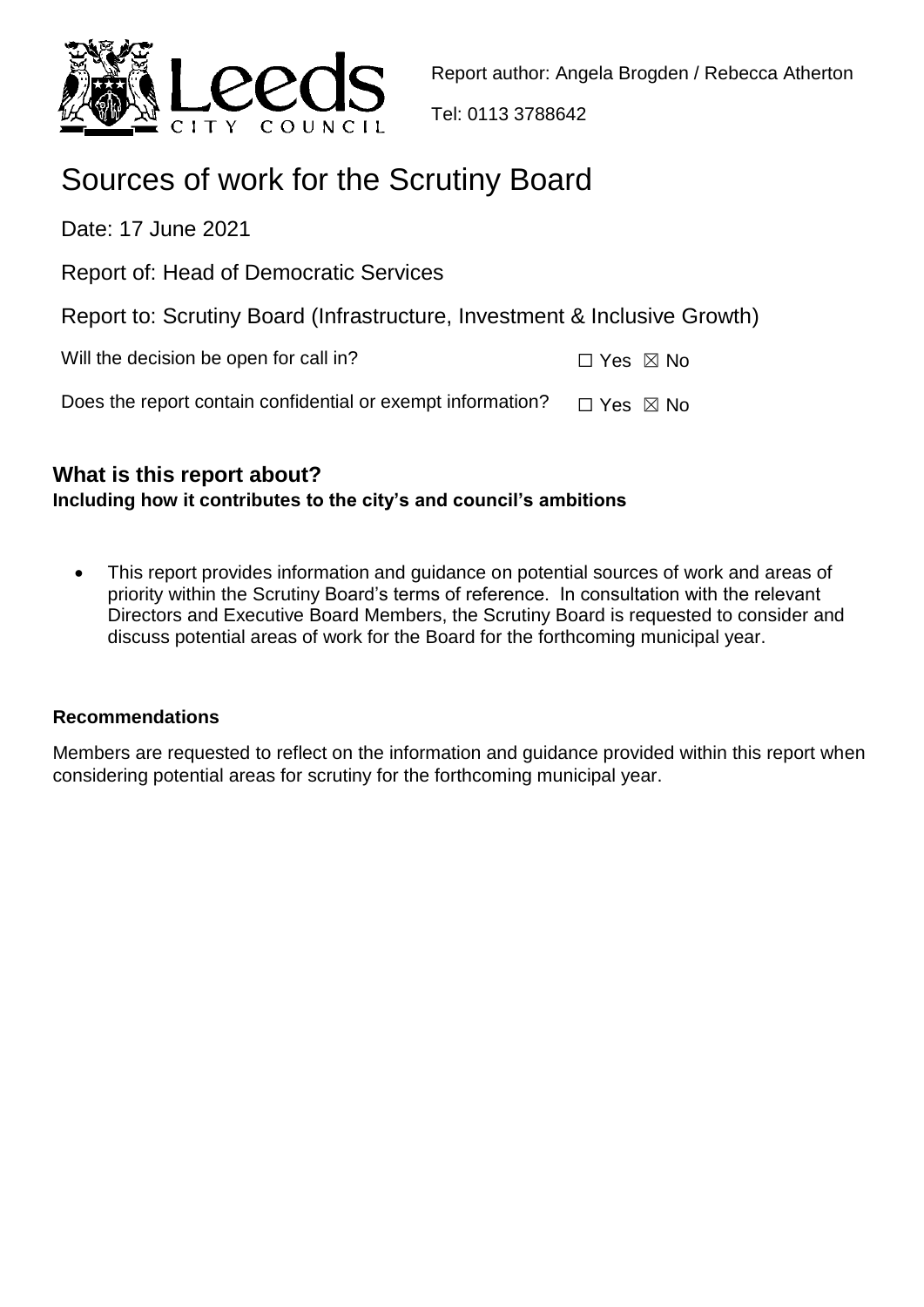Report author: Angela Brogden / Rebecca Atherton

Tel: 0113 3788642

# Sources of work for the Scrutiny Board

Date: 17 June 2021

Report of: Head of Democratic Services

Report to: Scrutiny Board (Infrastructure, Investment & Inclusive Growth)

Will the decision be open for call in? ☐ Yes ☒ No

Does the report contain confidential or exempt information? ☐ Yes ☒ No

## What is this report about?

**Including how it contributes to the city's and council's ambitions**

- This report provides information and guidance on potential sources of work and areas of priority within the Scrutiny Board's terms of reference. In consultation with the relevant Directors and Executive Board Members, the Scrutiny Board is requested to consider and discuss potential areas of work for the Board for the forthcoming municipal year.

### Recommendations

Members are requested to reflect on the information and guidance provided within this report when considering potential areas for scrutiny for the forthcoming municipal year.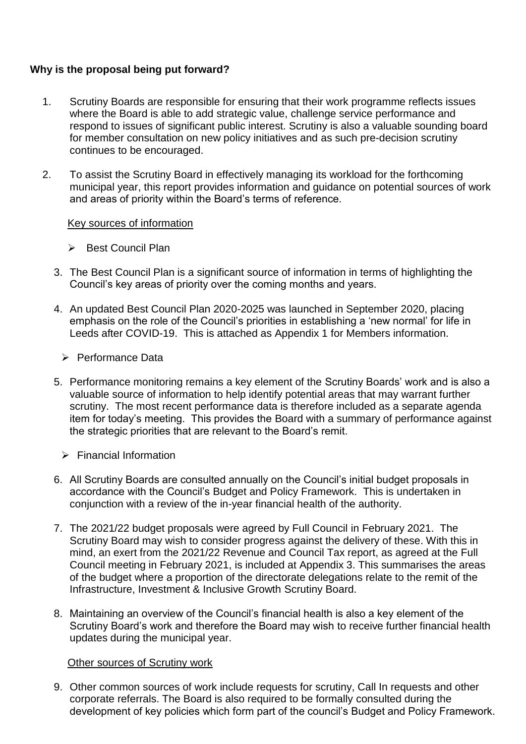**Why is the proposal being put forward?**

1. Scrutiny Boards are responsible for ensuring that their work programme reflects issues where the Board is able to add strategic value, challenge service performance and respond to issues of significant public interest. Scrutiny is also a valuable sounding board for member consultation on new policy initiatives and as such pre-decision scrutiny continues to be encouraged.

2. To assist the Scrutiny Board in effectively managing its workload for the forthcoming municipal year, this report provides information and guidance on potential sources of work and areas of priority within the Board's terms of reference.

Key sources of information

- Best Council Plan

3. The Best Council Plan is a significant source of information in terms of highlighting the Council's key areas of priority over the coming months and years.

4. An updated Best Council Plan 2020-2025 was launched in September 2020, placing emphasis on the role of the Council's priorities in establishing a 'new normal' for life in Leeds after COVID-19. This is attached as Appendix 1 for Members information.

- Performance Data

5. Performance monitoring remains a key element of the Scrutiny Boards' work and is also a valuable source of information to help identify potential areas that may warrant further scrutiny. The most recent performance data is therefore included as a separate agenda item for today's meeting. This provides the Board with a summary of performance against the strategic priorities that are relevant to the Board's remit.

- Financial Information

6. All Scrutiny Boards are consulted annually on the Council's initial budget proposals in accordance with the Council's Budget and Policy Framework. This is undertaken in conjunction with a review of the in-year financial health of the authority.

7. The 2021/22 budget proposals were agreed by Full Council in February 2021. The Scrutiny Board may wish to consider progress against the delivery of these. With this in mind, an exert from the 2021/22 Revenue and Council Tax report, as agreed at the Full Council meeting in February 2021, is included at Appendix 3. This summarises the areas of the budget where a proportion of the directorate delegations relate to the remit of the Infrastructure, Investment & Inclusive Growth Scrutiny Board.

8. Maintaining an overview of the Council's financial health is also a key element of the Scrutiny Board's work and therefore the Board may wish to receive further financial health updates during the municipal year.

Other sources of Scrutiny work

9. Other common sources of work include requests for scrutiny, Call In requests and other corporate referrals. The Board is also required to be formally consulted during the development of key policies which form part of the council's Budget and Policy Framework.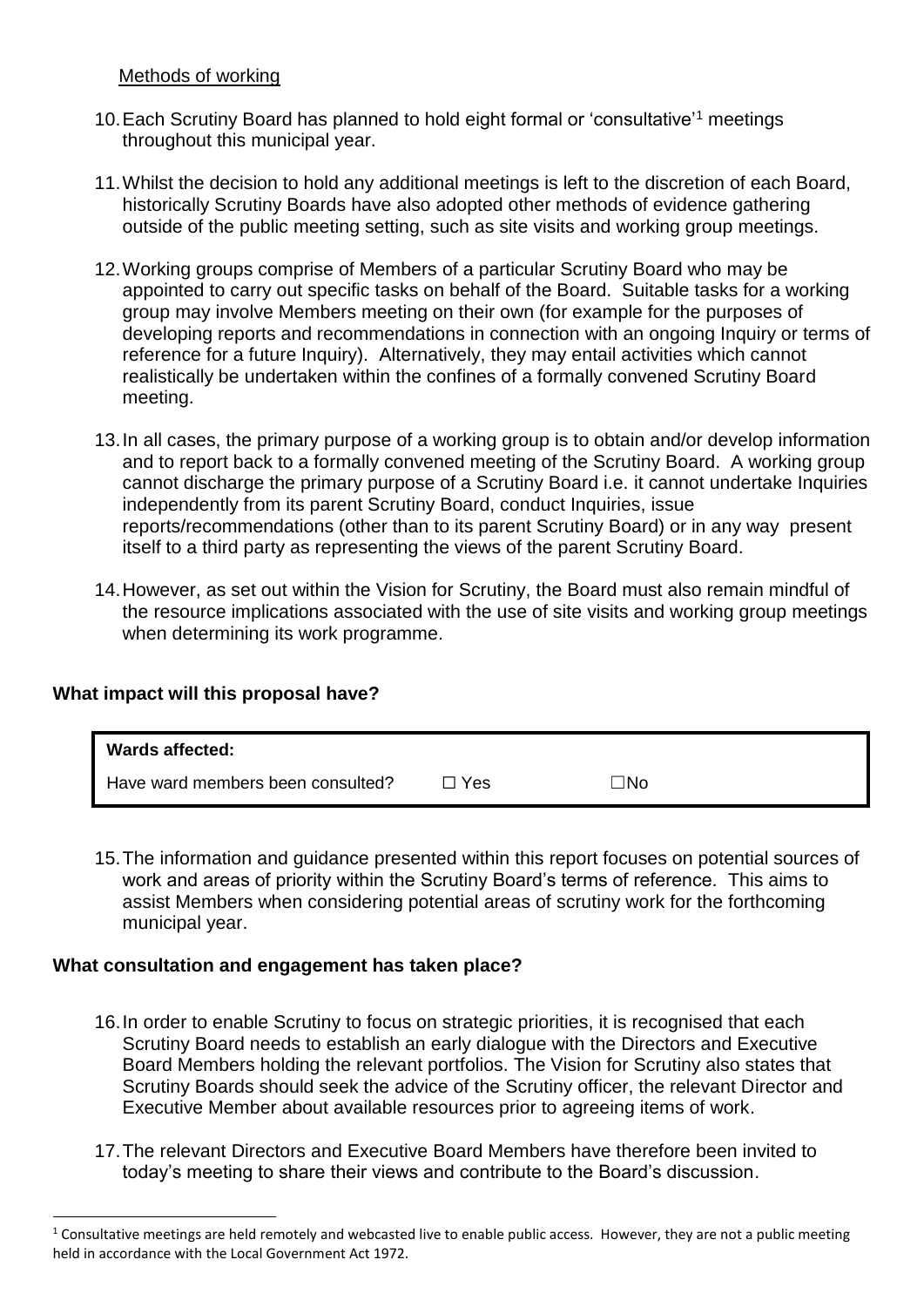Methods of working

10. Each Scrutiny Board has planned to hold eight formal or 'consultative'[1] meetings throughout this municipal year.

11. Whilst the decision to hold any additional meetings is left to the discretion of each Board, historically Scrutiny Boards have also adopted other methods of evidence gathering outside of the public meeting setting, such as site visits and working group meetings.

12. Working groups comprise of Members of a particular Scrutiny Board who may be appointed to carry out specific tasks on behalf of the Board. Suitable tasks for a working group may involve Members meeting on their own (for example for the purposes of developing reports and recommendations in connection with an ongoing Inquiry or terms of reference for a future Inquiry). Alternatively, they may entail activities which cannot realistically be undertaken within the confines of a formally convened Scrutiny Board meeting.

13. In all cases, the primary purpose of a working group is to obtain and/or develop information and to report back to a formally convened meeting of the Scrutiny Board. A working group cannot discharge the primary purpose of a Scrutiny Board i.e. it cannot undertake Inquiries independently from its parent Scrutiny Board, conduct Inquiries, issue reports/recommendations (other than to its parent Scrutiny Board) or in any way present itself to a third party as representing the views of the parent Scrutiny Board.

14. However, as set out within the Vision for Scrutiny, the Board must also remain mindful of the resource implications associated with the use of site visits and working group meetings when determining its work programme.

## What impact will this proposal have?

| **Wards affected:** | | |
|---|---|---|
| Have ward members been consulted? | ☐ Yes | ☐No |

15. The information and guidance presented within this report focuses on potential sources of work and areas of priority within the Scrutiny Board's terms of reference. This aims to assist Members when considering potential areas of scrutiny work for the forthcoming municipal year.

## What consultation and engagement has taken place?

16. In order to enable Scrutiny to focus on strategic priorities, it is recognised that each Scrutiny Board needs to establish an early dialogue with the Directors and Executive Board Members holding the relevant portfolios. The Vision for Scrutiny also states that Scrutiny Boards should seek the advice of the Scrutiny officer, the relevant Director and Executive Member about available resources prior to agreeing items of work.

17. The relevant Directors and Executive Board Members have therefore been invited to today's meeting to share their views and contribute to the Board's discussion.

---

[1] Consultative meetings are held remotely and webcasted live to enable public access. However, they are not a public meeting held in accordance with the Local Government Act 1972.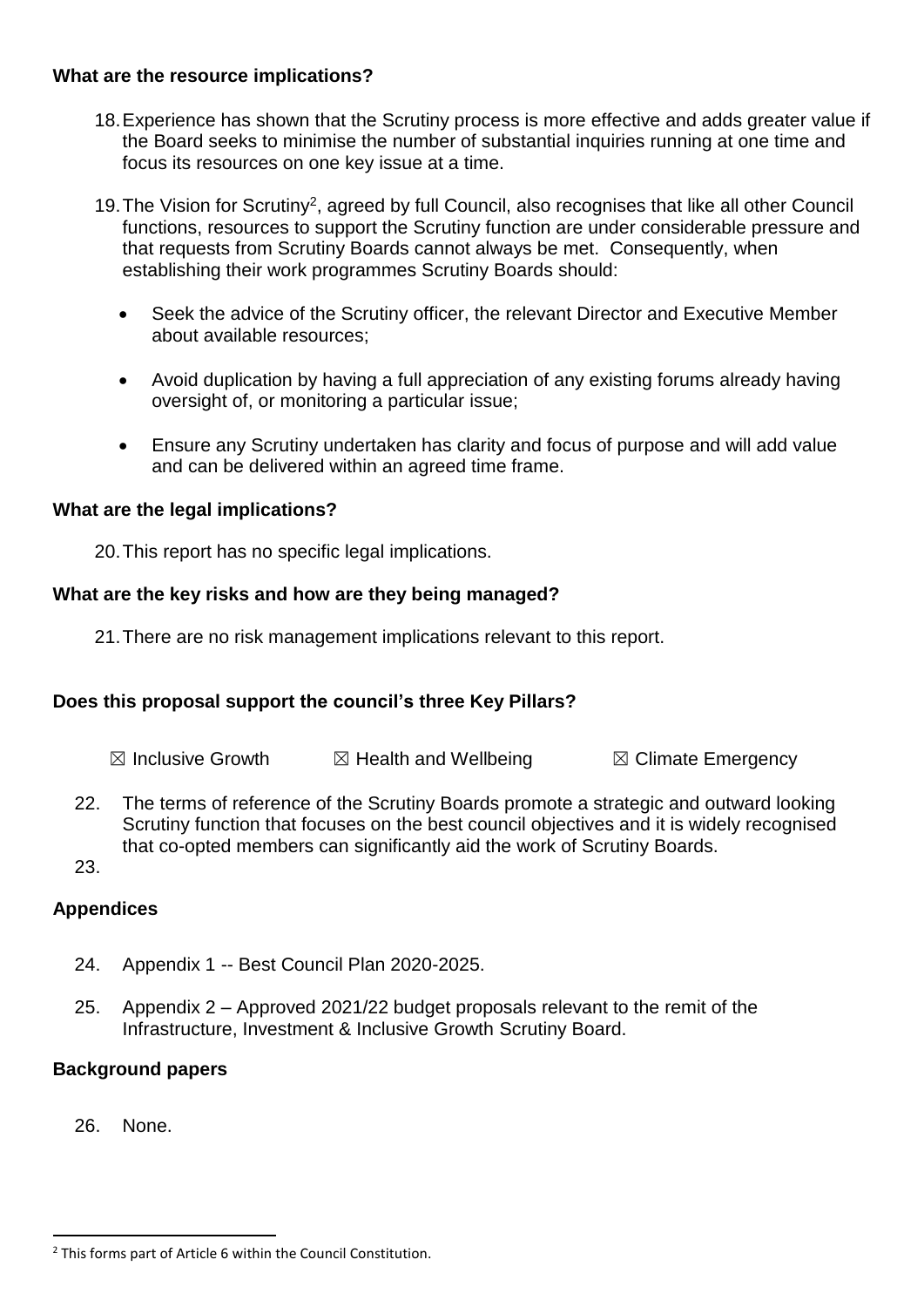**What are the resource implications?**

18. Experience has shown that the Scrutiny process is more effective and adds greater value if the Board seeks to minimise the number of substantial inquiries running at one time and focus its resources on one key issue at a time.

19. The Vision for Scrutiny[2], agreed by full Council, also recognises that like all other Council functions, resources to support the Scrutiny function are under considerable pressure and that requests from Scrutiny Boards cannot always be met. Consequently, when establishing their work programmes Scrutiny Boards should:

   - Seek the advice of the Scrutiny officer, the relevant Director and Executive Member about available resources;
   - Avoid duplication by having a full appreciation of any existing forums already having oversight of, or monitoring a particular issue;
   - Ensure any Scrutiny undertaken has clarity and focus of purpose and will add value and can be delivered within an agreed time frame.

**What are the legal implications?**

20. This report has no specific legal implications.

**What are the key risks and how are they being managed?**

21. There are no risk management implications relevant to this report.

**Does this proposal support the council's three Key Pillars?**

☒ Inclusive Growth ☒ Health and Wellbeing ☒ Climate Emergency

22. The terms of reference of the Scrutiny Boards promote a strategic and outward looking Scrutiny function that focuses on the best council objectives and it is widely recognised that co-opted members can significantly aid the work of Scrutiny Boards.

23.

**Appendices**

24. Appendix 1 -- Best Council Plan 2020-2025.

25. Appendix 2 – Approved 2021/22 budget proposals relevant to the remit of the Infrastructure, Investment & Inclusive Growth Scrutiny Board.

**Background papers**

26. None.

[2] This forms part of Article 6 within the Council Constitution.